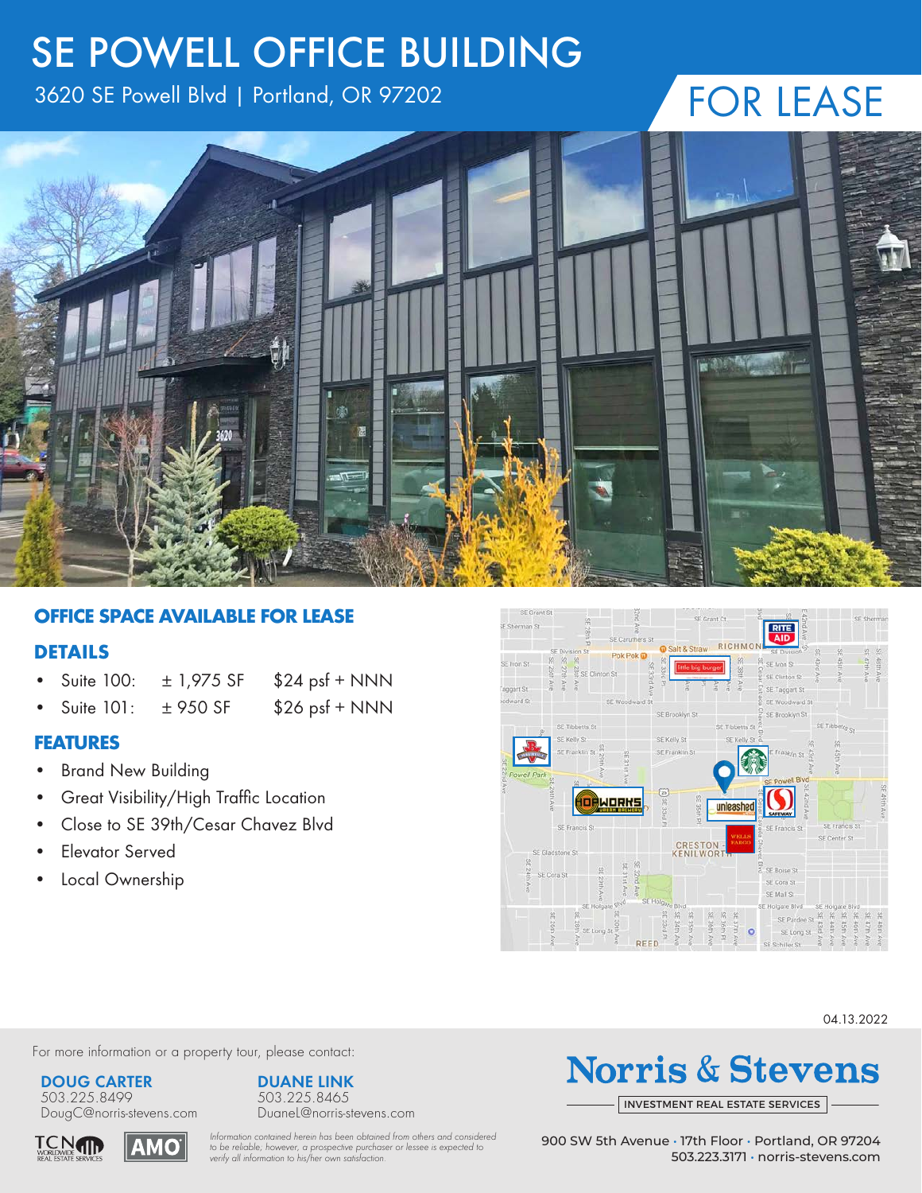# SE POWELL OFFICE BUILDING

3620 SE Powell Blvd | Portland, OR 97202

FOR LEASE

## OFFICE SPACE AVAILABLE FOR LEASE

### DETAILS

- Suite 100: ± 1,975 SF $24 psf + NNN
- Suite 101: ± 950 SF $26 psf + NNN

### FEATURES

- Brand New Building
- Great Visibility/High Traffic Location
- Close to SE 39th/Cesar Chavez Blvd
- Elevator Served
- Local Ownership

04.13.2022

For more information or a property tour, please contact:

**DOUG CARTER**
503.225.8499
DougC@norris-stevens.com

**DUANE LINK**
503.225.8465
DuaneL@norris-stevens.com

*Information contained herein has been obtained from others and considered to be reliable; however, a prospective purchaser or lessee is expected to verify all information to his/her own satisfaction.*

**Norris & Stevens**
INVESTMENT REAL ESTATE SERVICES

900 SW 5th Avenue · 17th Floor · Portland, OR 97204
503.223.3171 · norris-stevens.com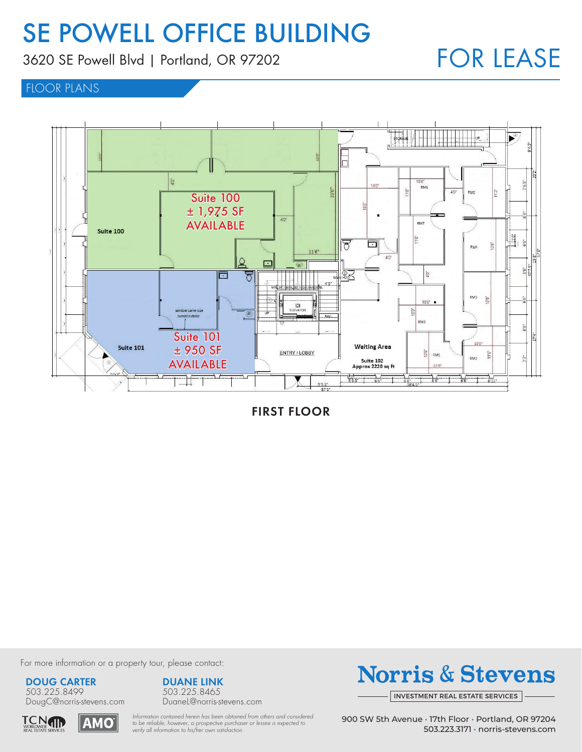# SE POWELL OFFICE BUILDING

3620 SE Powell Blvd | Portland, OR 97202

FOR LEASE

## FLOOR PLANS

Suite 100
± 1,975 SF
AVAILABLE

Suite 101
± 950 SF
AVAILABLE

Waiting Area

Suite 102
Approx 2220 sq ft

ENTRY / LOBBY

ELEVATOR

**FIRST FLOOR**

For more information or a property tour, please contact:

**DOUG CARTER**
503.225.8499
DougC@norris-stevens.com

**DUANE LINK**
503.225.8465
DuaneL@norris-stevens.com

*Information contained herein has been obtained from others and considered to be reliable; however, a prospective purchaser or lessee is expected to verify all information to his/her own satisfaction.*

**Norris & Stevens**
INVESTMENT REAL ESTATE SERVICES

900 SW 5th Avenue · 17th Floor · Portland, OR 97204
503.223.3171 · norris-stevens.com